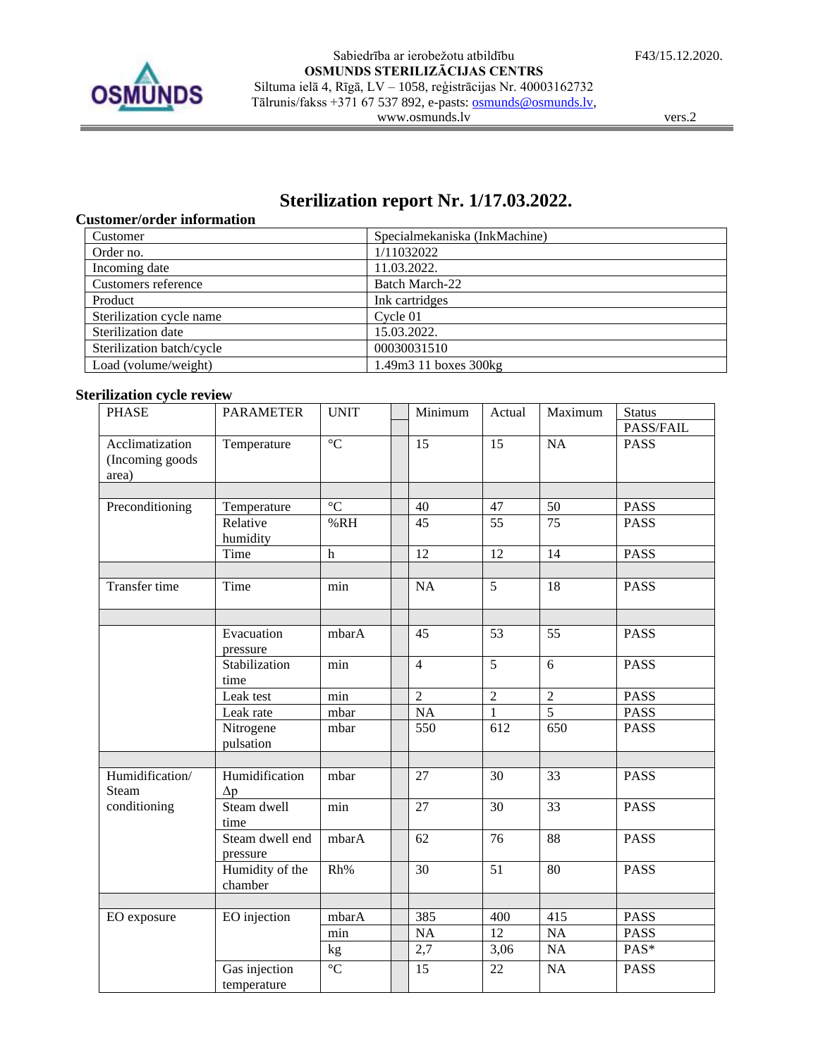Sabiedrība ar ierobežotu atbildību
**OSMUNDS STERILIZĀCIJAS CENTRS**
Siltuma ielā 4, Rīgā, LV – 1058, reģistrācijas Nr. 40003162732
Tālrunis/fakss +371 67 537 892, e-pasts: osmunds@osmunds.lv,
www.osmunds.lv

F43/15.12.2020.

vers.2

# Sterilization report Nr. 1/17.03.2022.

### Customer/order information

| Customer | Specialmekaniska (InkMachine) |
|---|---|
| Order no. | 1/11032022 |
| Incoming date | 11.03.2022. |
| Customers reference | Batch March-22 |
| Product | Ink cartridges |
| Sterilization cycle name | Cycle 01 |
| Sterilization date | 15.03.2022. |
| Sterilization batch/cycle | 00030031510 |
| Load (volume/weight) | 1.49m3 11 boxes 300kg |

### Sterilization cycle review

| PHASE | PARAMETER | UNIT | | Minimum | Actual | Maximum | Status |
|---|---|---|---|---|---|---|---|
| | | | | | | | PASS/FAIL |
| Acclimatization (Incoming goods area) | Temperature | °C | | 15 | 15 | NA | PASS |
| | | | | | | | |
| Preconditioning | Temperature | °C | | 40 | 47 | 50 | PASS |
| | Relative humidity | %RH | | 45 | 55 | 75 | PASS |
| | Time | h | | 12 | 12 | 14 | PASS |
| | | | | | | | |
| Transfer time | Time | min | | NA | 5 | 18 | PASS |
| | | | | | | | |
| | Evacuation pressure | mbarA | | 45 | 53 | 55 | PASS |
| | Stabilization time | min | | 4 | 5 | 6 | PASS |
| | Leak test | min | | 2 | 2 | 2 | PASS |
| | Leak rate | mbar | | NA | 1 | 5 | PASS |
| | Nitrogene pulsation | mbar | | 550 | 612 | 650 | PASS |
| | | | | | | | |
| Humidification/ Steam conditioning | Humidification Δp | mbar | | 27 | 30 | 33 | PASS |
| | Steam dwell time | min | | 27 | 30 | 33 | PASS |
| | Steam dwell end pressure | mbarA | | 62 | 76 | 88 | PASS |
| | Humidity of the chamber | Rh% | | 30 | 51 | 80 | PASS |
| | | | | | | | |
| EO exposure | EO injection | mbarA | | 385 | 400 | 415 | PASS |
| | | min | | NA | 12 | NA | PASS |
| | | kg | | 2,7 | 3,06 | NA | PAS* |
| | Gas injection temperature | °C | | 15 | 22 | NA | PASS |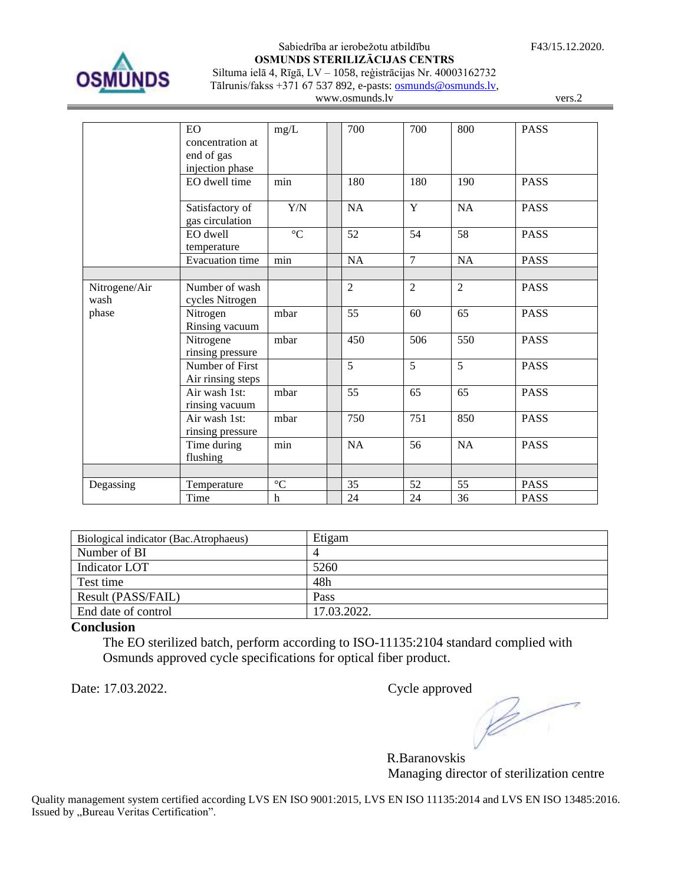| | | | | | | | |
|---|---|---|---|---|---|---|---|
| | EO concentration at end of gas injection phase | mg/L | | 700 | 700 | 800 | PASS |
| | EO dwell time | min | | 180 | 180 | 190 | PASS |
| | Satisfactory of gas circulation | Y/N | | NA | Y | NA | PASS |
| | EO dwell temperature | °C | | 52 | 54 | 58 | PASS |
| | Evacuation time | min | | NA | 7 | NA | PASS |
| | | | | | | | |
| Nitrogene/Air wash phase | Number of wash cycles Nitrogen | | | 2 | 2 | 2 | PASS |
| | Nitrogen Rinsing vacuum | mbar | | 55 | 60 | 65 | PASS |
| | Nitrogene rinsing pressure | mbar | | 450 | 506 | 550 | PASS |
| | Number of First Air rinsing steps | | | 5 | 5 | 5 | PASS |
| | Air wash 1st: rinsing vacuum | mbar | | 55 | 65 | 65 | PASS |
| | Air wash 1st: rinsing pressure | mbar | | 750 | 751 | 850 | PASS |
| | Time during flushing | min | | NA | 56 | NA | PASS |
| | | | | | | | |
| Degassing | Temperature | °C | | 35 | 52 | 55 | PASS |
| | Time | h | | 24 | 24 | 36 | PASS |

| | |
|---|---|
| Biological indicator (Bac.Atrophaeus) | Etigam |
| Number of BI | 4 |
| Indicator LOT | 5260 |
| Test time | 48h |
| Result (PASS/FAIL) | Pass |
| End date of control | 17.03.2022. |

**Conclusion**

The EO sterilized batch, perform according to ISO-11135:2104 standard complied with Osmunds approved cycle specifications for optical fiber product.

Date: 17.03.2022.

Cycle approved

R.Baranovskis
Managing director of sterilization centre

Quality management system certified according LVS EN ISO 9001:2015, LVS EN ISO 11135:2014 and LVS EN ISO 13485:2016. Issued by „Bureau Veritas Certification".